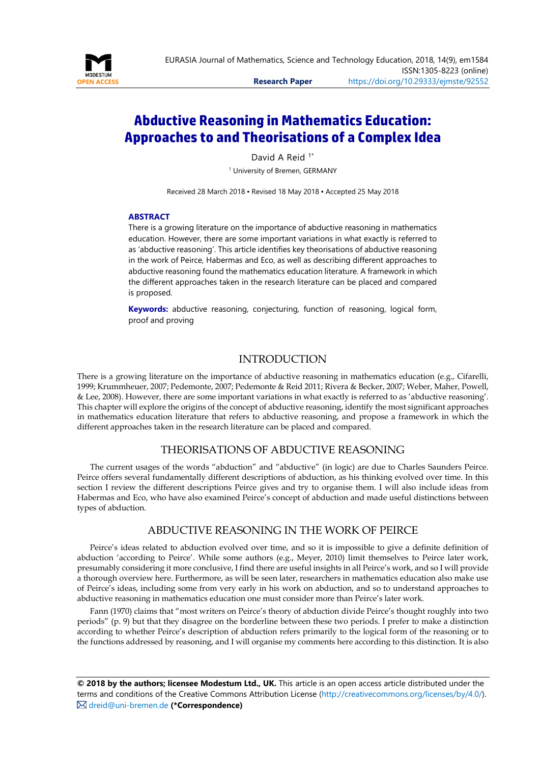# Abductive Reasoning in Mathematics Education: Approaches to and Theorisations of a Complex Idea

David A Reid [1*]

[1] University of Bremen, GERMANY

Received 28 March 2018 ▪ Revised 18 May 2018 ▪ Accepted 25 May 2018

**ABSTRACT**

There is a growing literature on the importance of abductive reasoning in mathematics education. However, there are some important variations in what exactly is referred to as 'abductive reasoning'. This article identifies key theorisations of abductive reasoning in the work of Peirce, Habermas and Eco, as well as describing different approaches to abductive reasoning found the mathematics education literature. A framework in which the different approaches taken in the research literature can be placed and compared is proposed.

**Keywords:** abductive reasoning, conjecturing, function of reasoning, logical form, proof and proving

## INTRODUCTION

There is a growing literature on the importance of abductive reasoning in mathematics education (e.g., Cifarelli, 1999; Krummheuer, 2007; Pedemonte, 2007; Pedemonte & Reid 2011; Rivera & Becker, 2007; Weber, Maher, Powell, & Lee, 2008). However, there are some important variations in what exactly is referred to as 'abductive reasoning'. This chapter will explore the origins of the concept of abductive reasoning, identify the most significant approaches in mathematics education literature that refers to abductive reasoning, and propose a framework in which the different approaches taken in the research literature can be placed and compared.

## THEORISATIONS OF ABDUCTIVE REASONING

The current usages of the words "abduction" and "abductive" (in logic) are due to Charles Saunders Peirce. Peirce offers several fundamentally different descriptions of abduction, as his thinking evolved over time. In this section I review the different descriptions Peirce gives and try to organise them. I will also include ideas from Habermas and Eco, who have also examined Peirce's concept of abduction and made useful distinctions between types of abduction.

## ABDUCTIVE REASONING IN THE WORK OF PEIRCE

Peirce's ideas related to abduction evolved over time, and so it is impossible to give a definite definition of abduction 'according to Peirce'. While some authors (e.g., Meyer, 2010) limit themselves to Peirce later work, presumably considering it more conclusive, I find there are useful insights in all Peirce's work, and so I will provide a thorough overview here. Furthermore, as will be seen later, researchers in mathematics education also make use of Peirce's ideas, including some from very early in his work on abduction, and so to understand approaches to abductive reasoning in mathematics education one must consider more than Peirce's later work.

Fann (1970) claims that "most writers on Peirce's theory of abduction divide Peirce's thought roughly into two periods" (p. 9) but that they disagree on the borderline between these two periods. I prefer to make a distinction according to whether Peirce's description of abduction refers primarily to the logical form of the reasoning or to the functions addressed by reasoning, and I will organise my comments here according to this distinction. It is also

**© 2018 by the authors; licensee Modestum Ltd., UK.** This article is an open access article distributed under the terms and conditions of the Creative Commons Attribution License (http://creativecommons.org/licenses/by/4.0/).
✉ dreid@uni-bremen.de **(*Correspondence)**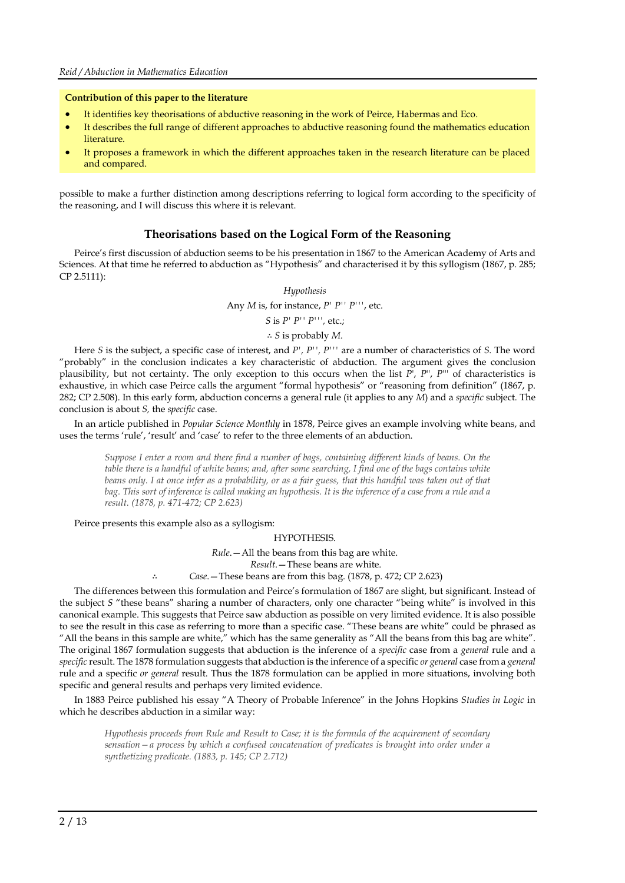**Contribution of this paper to the literature**

- It identifies key theorisations of abductive reasoning in the work of Peirce, Habermas and Eco.
- It describes the full range of different approaches to abductive reasoning found the mathematics education literature.
- It proposes a framework in which the different approaches taken in the research literature can be placed and compared.

possible to make a further distinction among descriptions referring to logical form according to the specificity of the reasoning, and I will discuss this where it is relevant.

## Theorisations based on the Logical Form of the Reasoning

Peirce's first discussion of abduction seems to be his presentation in 1867 to the American Academy of Arts and Sciences. At that time he referred to abduction as "Hypothesis" and characterised it by this syllogism (1867, p. 285; CP 2.5111):

*Hypothesis*

Any $M$ is, for instance, $P'$ $P''$ $P'''$, etc.

$S$ is $P'$ $P''$ $P'''$, etc.;

$\therefore$ $S$ is probably $M$.

Here $S$ is the subject, a specific case of interest, and $P'$, $P''$, $P'''$ are a number of characteristics of $S$. The word "probably" in the conclusion indicates a key characteristic of abduction. The argument gives the conclusion plausibility, but not certainty. The only exception to this occurs when the list $P'$, $P''$, $P'''$ of characteristics is exhaustive, in which case Peirce calls the argument "formal hypothesis" or "reasoning from definition" (1867, p. 282; CP 2.508). In this early form, abduction concerns a general rule (it applies to any $M$) and a *specific* subject. The conclusion is about $S$, the *specific* case.

In an article published in *Popular Science Monthly* in 1878, Peirce gives an example involving white beans, and uses the terms 'rule', 'result' and 'case' to refer to the three elements of an abduction.

> *Suppose I enter a room and there find a number of bags, containing different kinds of beans. On the table there is a handful of white beans; and, after some searching, I find one of the bags contains white beans only. I at once infer as a probability, or as a fair guess, that this handful was taken out of that bag. This sort of inference is called making an hypothesis. It is the inference of a case from a rule and a result. (1878, p. 471-472; CP 2.623)*

Peirce presents this example also as a syllogism:

HYPOTHESIS.

*Rule*.—All the beans from this bag are white.

*Result*.—These beans are white.

$\therefore$ *Case*.—These beans are from this bag. (1878, p. 472; CP 2.623)

The differences between this formulation and Peirce's formulation of 1867 are slight, but significant. Instead of the subject $S$ "these beans" sharing a number of characters, only one character "being white" is involved in this canonical example. This suggests that Peirce saw abduction as possible on very limited evidence. It is also possible to see the result in this case as referring to more than a specific case. "These beans are white" could be phrased as "All the beans in this sample are white," which has the same generality as "All the beans from this bag are white". The original 1867 formulation suggests that abduction is the inference of a *specific* case from a *general* rule and a *specific* result. The 1878 formulation suggests that abduction is the inference of a specific *or general* case from a *general* rule and a specific *or general* result. Thus the 1878 formulation can be applied in more situations, involving both specific and general results and perhaps very limited evidence.

In 1883 Peirce published his essay "A Theory of Probable Inference" in the Johns Hopkins *Studies in Logic* in which he describes abduction in a similar way:

> *Hypothesis proceeds from Rule and Result to Case; it is the formula of the acquirement of secondary sensation—a process by which a confused concatenation of predicates is brought into order under a synthetizing predicate. (1883, p. 145; CP 2.712)*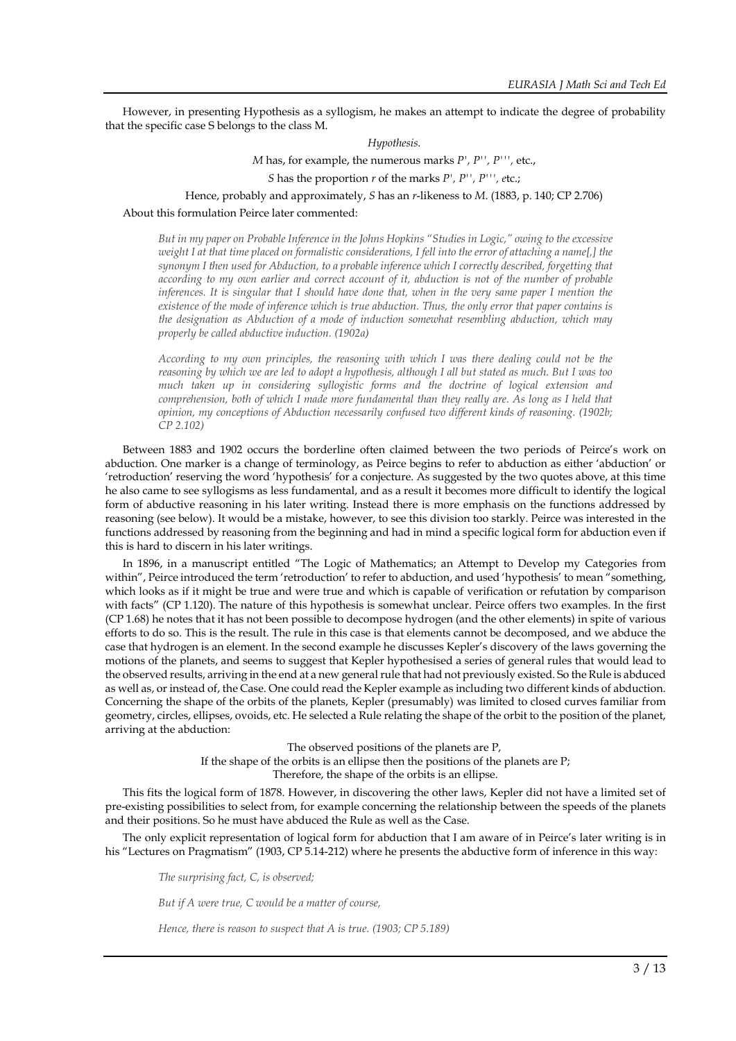However, in presenting Hypothesis as a syllogism, he makes an attempt to indicate the degree of probability that the specific case S belongs to the class M.

*Hypothesis.*

*M* has, for example, the numerous marks *P'*, *P''*, *P'''*, etc.,

*S* has the proportion *r* of the marks *P'*, *P''*, *P'''*, etc.;

Hence, probably and approximately, *S* has an *r*-likeness to *M*. (1883, p. 140; CP 2.706)

About this formulation Peirce later commented:

> *But in my paper on Probable Inference in the Johns Hopkins "Studies in Logic," owing to the excessive weight I at that time placed on formalistic considerations, I fell into the error of attaching a name[,] the synonym I then used for Abduction, to a probable inference which I correctly described, forgetting that according to my own earlier and correct account of it, abduction is not of the number of probable inferences. It is singular that I should have done that, when in the very same paper I mention the existence of the mode of inference which is true abduction. Thus, the only error that paper contains is the designation as Abduction of a mode of induction somewhat resembling abduction, which may properly be called abductive induction. (1902a)*

> *According to my own principles, the reasoning with which I was there dealing could not be the reasoning by which we are led to adopt a hypothesis, although I all but stated as much. But I was too much taken up in considering syllogistic forms and the doctrine of logical extension and comprehension, both of which I made more fundamental than they really are. As long as I held that opinion, my conceptions of Abduction necessarily confused two different kinds of reasoning. (1902b; CP 2.102)*

Between 1883 and 1902 occurs the borderline often claimed between the two periods of Peirce's work on abduction. One marker is a change of terminology, as Peirce begins to refer to abduction as either 'abduction' or 'retroduction' reserving the word 'hypothesis' for a conjecture. As suggested by the two quotes above, at this time he also came to see syllogisms as less fundamental, and as a result it becomes more difficult to identify the logical form of abductive reasoning in his later writing. Instead there is more emphasis on the functions addressed by reasoning (see below). It would be a mistake, however, to see this division too starkly. Peirce was interested in the functions addressed by reasoning from the beginning and had in mind a specific logical form for abduction even if this is hard to discern in his later writings.

In 1896, in a manuscript entitled "The Logic of Mathematics; an Attempt to Develop my Categories from within", Peirce introduced the term 'retroduction' to refer to abduction, and used 'hypothesis' to mean "something, which looks as if it might be true and were true and which is capable of verification or refutation by comparison with facts" (CP 1.120). The nature of this hypothesis is somewhat unclear. Peirce offers two examples. In the first (CP 1.68) he notes that it has not been possible to decompose hydrogen (and the other elements) in spite of various efforts to do so. This is the result. The rule in this case is that elements cannot be decomposed, and we abduce the case that hydrogen is an element. In the second example he discusses Kepler's discovery of the laws governing the motions of the planets, and seems to suggest that Kepler hypothesised a series of general rules that would lead to the observed results, arriving in the end at a new general rule that had not previously existed. So the Rule is abduced as well as, or instead of, the Case. One could read the Kepler example as including two different kinds of abduction. Concerning the shape of the orbits of the planets, Kepler (presumably) was limited to closed curves familiar from geometry, circles, ellipses, ovoids, etc. He selected a Rule relating the shape of the orbit to the position of the planet, arriving at the abduction:

The observed positions of the planets are P,
If the shape of the orbits is an ellipse then the positions of the planets are P;
Therefore, the shape of the orbits is an ellipse.

This fits the logical form of 1878. However, in discovering the other laws, Kepler did not have a limited set of pre-existing possibilities to select from, for example concerning the relationship between the speeds of the planets and their positions. So he must have abduced the Rule as well as the Case.

The only explicit representation of logical form for abduction that I am aware of in Peirce's later writing is in his "Lectures on Pragmatism" (1903, CP 5.14-212) where he presents the abductive form of inference in this way:

> *The surprising fact, C, is observed;*
>
> *But if A were true, C would be a matter of course,*
>
> *Hence, there is reason to suspect that A is true. (1903; CP 5.189)*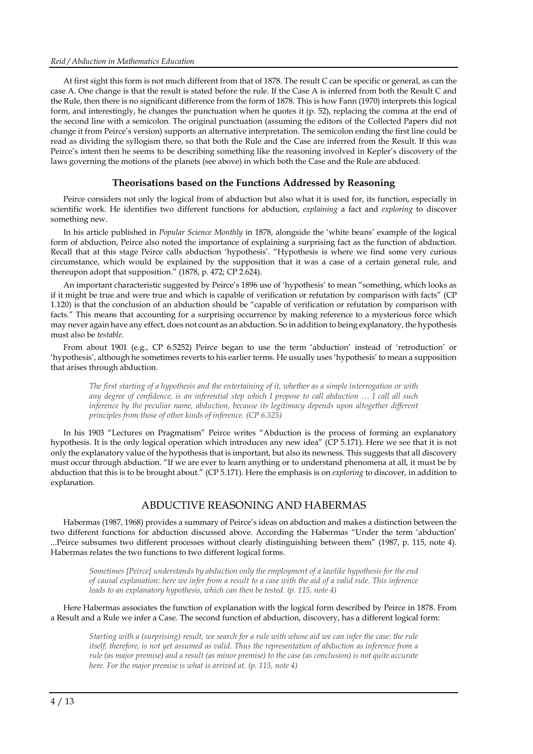At first sight this form is not much different from that of 1878. The result C can be specific or general, as can the case A. One change is that the result is stated before the rule. If the Case A is inferred from both the Result C and the Rule, then there is no significant difference from the form of 1878. This is how Fann (1970) interprets this logical form, and interestingly, he changes the punctuation when he quotes it (p. 52), replacing the comma at the end of the second line with a semicolon. The original punctuation (assuming the editors of the Collected Papers did not change it from Peirce's version) supports an alternative interpretation. The semicolon ending the first line could be read as dividing the syllogism there, so that both the Rule and the Case are inferred from the Result. If this was Peirce's intent then he seems to be describing something like the reasoning involved in Kepler's discovery of the laws governing the motions of the planets (see above) in which both the Case and the Rule are abduced.

### Theorisations based on the Functions Addressed by Reasoning

Peirce considers not only the logical from of abduction but also what it is used for, its function, especially in scientific work. He identifies two different functions for abduction, *explaining* a fact and *exploring* to discover something new.

In his article published in *Popular Science Monthly* in 1878, alongside the 'white beans' example of the logical form of abduction, Peirce also noted the importance of explaining a surprising fact as the function of abduction. Recall that at this stage Peirce calls abduction 'hypothesis'. "Hypothesis is where we find some very curious circumstance, which would be explained by the supposition that it was a case of a certain general rule, and thereupon adopt that supposition." (1878, p. 472; CP 2.624).

An important characteristic suggested by Peirce's 1896 use of 'hypothesis' to mean "something, which looks as if it might be true and were true and which is capable of verification or refutation by comparison with facts" (CP 1.120) is that the conclusion of an abduction should be "capable of verification or refutation by comparison with facts." This means that accounting for a surprising occurrence by making reference to a mysterious force which may never again have any effect, does not count as an abduction. So in addition to being explanatory, the hypothesis must also be *testable*.

From about 1901 (e.g., CP 6.5252) Peirce began to use the term 'abduction' instead of 'retroduction' or 'hypothesis', although he sometimes reverts to his earlier terms. He usually uses 'hypothesis' to mean a supposition that arises through abduction.

> *The first starting of a hypothesis and the entertaining of it, whether as a simple interrogation or with any degree of confidence, is an inferential step which I propose to call abduction … I call all such inference by the peculiar name, abduction, because its legitimacy depends upon altogether different principles from those of other kinds of inference. (CP 6.525)*

In his 1903 "Lectures on Pragmatism" Peirce writes "Abduction is the process of forming an explanatory hypothesis. It is the only logical operation which introduces any new idea" (CP 5.171). Here we see that it is not only the explanatory value of the hypothesis that is important, but also its newness. This suggests that all discovery must occur through abduction. "If we are ever to learn anything or to understand phenomena at all, it must be by abduction that this is to be brought about." (CP 5.171). Here the emphasis is on *exploring* to discover, in addition to explanation.

## ABDUCTIVE REASONING AND HABERMAS

Habermas (1987, 1968) provides a summary of Peirce's ideas on abduction and makes a distinction between the two different functions for abduction discussed above. According the Habermas "Under the term 'abduction' ...Peirce subsumes two different processes without clearly distinguishing between them" (1987, p. 115, note 4). Habermas relates the two functions to two different logical forms.

> *Sometimes [Peirce] understands by abduction only the employment of a lawlike hypothesis for the end of causal explanation: here we infer from a result to a case with the aid of a valid rule. This inference leads to an explanatory hypothesis, which can then be tested. (p. 115, note 4)*

Here Habermas associates the function of explanation with the logical form described by Peirce in 1878. From a Result and a Rule we infer a Case. The second function of abduction, discovery, has a different logical form:

> *Starting with a (surprising) result, we search for a rule with whose aid we can infer the case: the rule itself, therefore, is not yet assumed as valid. Thus the representation of abduction as inference from a rule (as major premise) and a result (as minor premise) to the case (as conclusion) is not quite accurate here. For the major premise is what is arrived at. (p. 115, note 4)*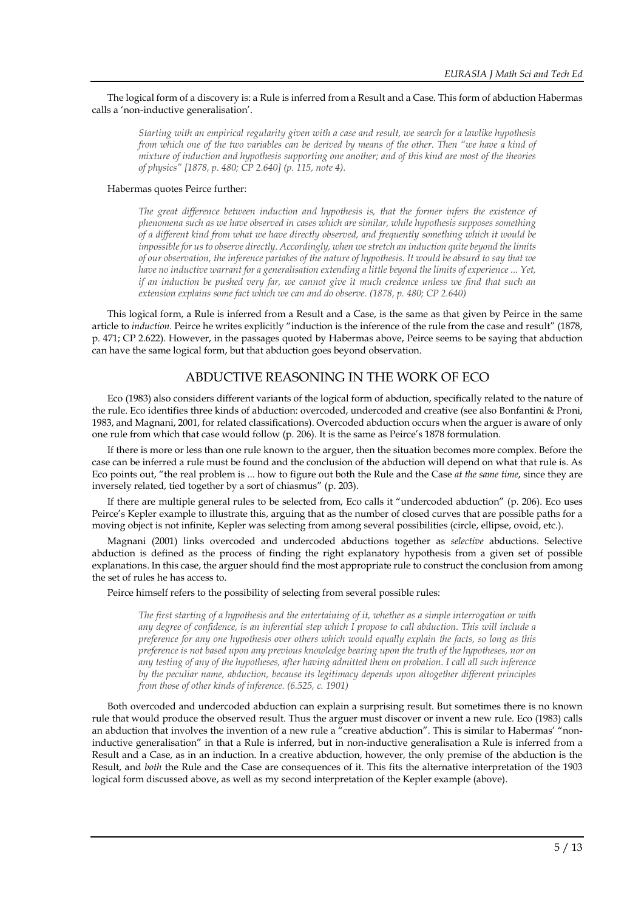The logical form of a discovery is: a Rule is inferred from a Result and a Case. This form of abduction Habermas calls a 'non-inductive generalisation'.

> *Starting with an empirical regularity given with a case and result, we search for a lawlike hypothesis from which one of the two variables can be derived by means of the other. Then "we have a kind of mixture of induction and hypothesis supporting one another; and of this kind are most of the theories of physics" [1878, p. 480; CP 2.640] (p. 115, note 4).*

Habermas quotes Peirce further:

> *The great difference between induction and hypothesis is, that the former infers the existence of phenomena such as we have observed in cases which are similar, while hypothesis supposes something of a different kind from what we have directly observed, and frequently something which it would be impossible for us to observe directly. Accordingly, when we stretch an induction quite beyond the limits of our observation, the inference partakes of the nature of hypothesis. It would be absurd to say that we have no inductive warrant for a generalisation extending a little beyond the limits of experience ... Yet, if an induction be pushed very far, we cannot give it much credence unless we find that such an extension explains some fact which we can and do observe. (1878, p. 480; CP 2.640)*

This logical form, a Rule is inferred from a Result and a Case, is the same as that given by Peirce in the same article to *induction.* Peirce he writes explicitly "induction is the inference of the rule from the case and result" (1878, p. 471; CP 2.622). However, in the passages quoted by Habermas above, Peirce seems to be saying that abduction can have the same logical form, but that abduction goes beyond observation.

## ABDUCTIVE REASONING IN THE WORK OF ECO

Eco (1983) also considers different variants of the logical form of abduction, specifically related to the nature of the rule. Eco identifies three kinds of abduction: overcoded, undercoded and creative (see also Bonfantini & Proni, 1983, and Magnani, 2001, for related classifications). Overcoded abduction occurs when the arguer is aware of only one rule from which that case would follow (p. 206). It is the same as Peirce's 1878 formulation.

If there is more or less than one rule known to the arguer, then the situation becomes more complex. Before the case can be inferred a rule must be found and the conclusion of the abduction will depend on what that rule is. As Eco points out, "the real problem is ... how to figure out both the Rule and the Case *at the same time*, since they are inversely related, tied together by a sort of chiasmus" (p. 203).

If there are multiple general rules to be selected from, Eco calls it "undercoded abduction" (p. 206). Eco uses Peirce's Kepler example to illustrate this, arguing that as the number of closed curves that are possible paths for a moving object is not infinite, Kepler was selecting from among several possibilities (circle, ellipse, ovoid, etc.).

Magnani (2001) links overcoded and undercoded abductions together as *selective* abductions. Selective abduction is defined as the process of finding the right explanatory hypothesis from a given set of possible explanations. In this case, the arguer should find the most appropriate rule to construct the conclusion from among the set of rules he has access to.

Peirce himself refers to the possibility of selecting from several possible rules:

> *The first starting of a hypothesis and the entertaining of it, whether as a simple interrogation or with any degree of confidence, is an inferential step which I propose to call abduction. This will include a preference for any one hypothesis over others which would equally explain the facts, so long as this preference is not based upon any previous knowledge bearing upon the truth of the hypotheses, nor on any testing of any of the hypotheses, after having admitted them on probation. I call all such inference by the peculiar name, abduction, because its legitimacy depends upon altogether different principles from those of other kinds of inference. (6.525, c. 1901)*

Both overcoded and undercoded abduction can explain a surprising result. But sometimes there is no known rule that would produce the observed result. Thus the arguer must discover or invent a new rule. Eco (1983) calls an abduction that involves the invention of a new rule a "creative abduction". This is similar to Habermas' "non-inductive generalisation" in that a Rule is inferred, but in non-inductive generalisation a Rule is inferred from a Result and a Case, as in an induction. In a creative abduction, however, the only premise of the abduction is the Result, and *both* the Rule and the Case are consequences of it. This fits the alternative interpretation of the 1903 logical form discussed above, as well as my second interpretation of the Kepler example (above).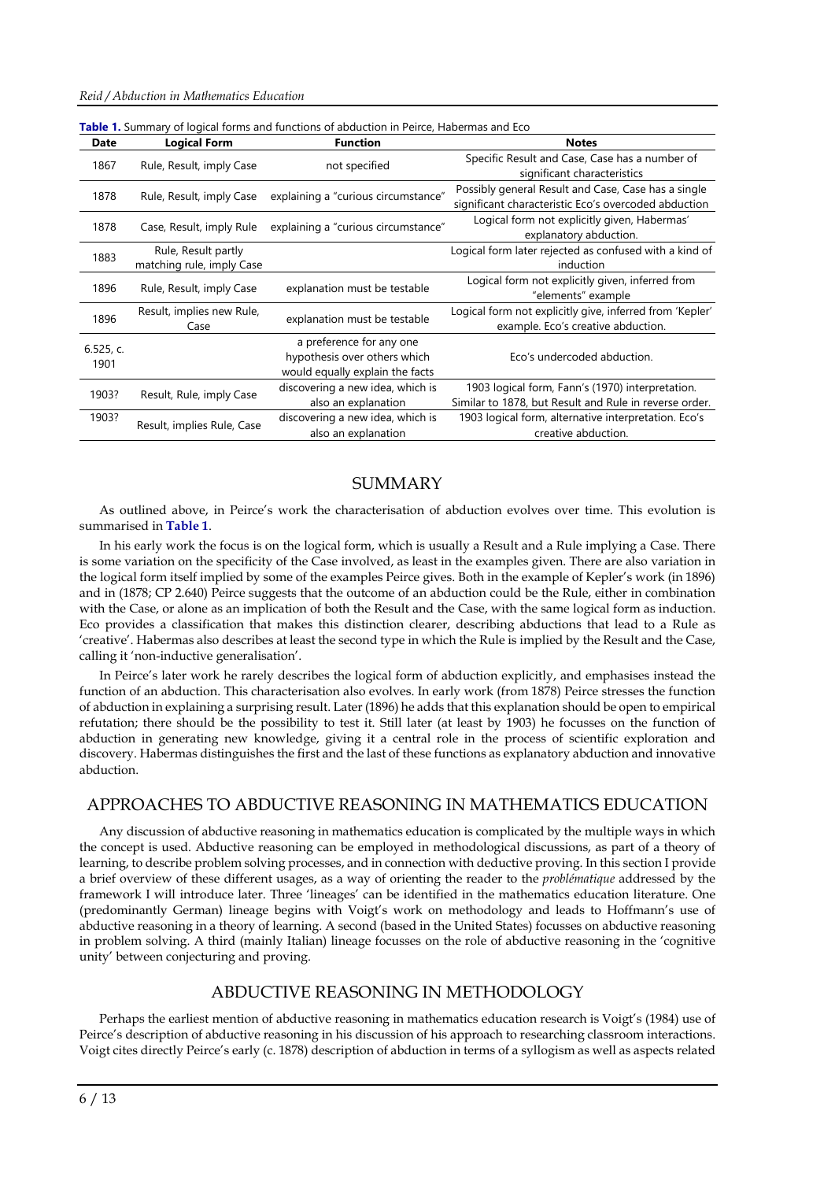**Table 1.** Summary of logical forms and functions of abduction in Peirce, Habermas and Eco

| Date | Logical Form | Function | Notes |
|---|---|---|---|
| 1867 | Rule, Result, imply Case | not specified | Specific Result and Case, Case has a number of significant characteristics |
| 1878 | Rule, Result, imply Case | explaining a "curious circumstance" | Possibly general Result and Case, Case has a single significant characteristic Eco's overcoded abduction |
| 1878 | Case, Result, imply Rule | explaining a "curious circumstance" | Logical form not explicitly given, Habermas' explanatory abduction. |
| 1883 | Rule, Result partly matching rule, imply Case | | Logical form later rejected as confused with a kind of induction |
| 1896 | Rule, Result, imply Case | explanation must be testable | Logical form not explicitly given, inferred from "elements" example |
| 1896 | Result, implies new Rule, Case | explanation must be testable | Logical form not explicitly give, inferred from 'Kepler' example. Eco's creative abduction. |
| 6.525, c. 1901 | | a preference for any one hypothesis over others which would equally explain the facts | Eco's undercoded abduction. |
| 1903? | Result, Rule, imply Case | discovering a new idea, which is also an explanation | 1903 logical form, Fann's (1970) interpretation. Similar to 1878, but Result and Rule in reverse order. |
| 1903? | Result, implies Rule, Case | discovering a new idea, which is also an explanation | 1903 logical form, alternative interpretation. Eco's creative abduction. |

## SUMMARY

As outlined above, in Peirce's work the characterisation of abduction evolves over time. This evolution is summarised in **Table 1**.

In his early work the focus is on the logical form, which is usually a Result and a Rule implying a Case. There is some variation on the specificity of the Case involved, as least in the examples given. There are also variation in the logical form itself implied by some of the examples Peirce gives. Both in the example of Kepler's work (in 1896) and in (1878; CP 2.640) Peirce suggests that the outcome of an abduction could be the Rule, either in combination with the Case, or alone as an implication of both the Result and the Case, with the same logical form as induction. Eco provides a classification that makes this distinction clearer, describing abductions that lead to a Rule as 'creative'. Habermas also describes at least the second type in which the Rule is implied by the Result and the Case, calling it 'non-inductive generalisation'.

In Peirce's later work he rarely describes the logical form of abduction explicitly, and emphasises instead the function of an abduction. This characterisation also evolves. In early work (from 1878) Peirce stresses the function of abduction in explaining a surprising result. Later (1896) he adds that this explanation should be open to empirical refutation; there should be the possibility to test it. Still later (at least by 1903) he focusses on the function of abduction in generating new knowledge, giving it a central role in the process of scientific exploration and discovery. Habermas distinguishes the first and the last of these functions as explanatory abduction and innovative abduction.

## APPROACHES TO ABDUCTIVE REASONING IN MATHEMATICS EDUCATION

Any discussion of abductive reasoning in mathematics education is complicated by the multiple ways in which the concept is used. Abductive reasoning can be employed in methodological discussions, as part of a theory of learning, to describe problem solving processes, and in connection with deductive proving. In this section I provide a brief overview of these different usages, as a way of orienting the reader to the *problématique* addressed by the framework I will introduce later. Three 'lineages' can be identified in the mathematics education literature. One (predominantly German) lineage begins with Voigt's work on methodology and leads to Hoffmann's use of abductive reasoning in a theory of learning. A second (based in the United States) focusses on abductive reasoning in problem solving. A third (mainly Italian) lineage focusses on the role of abductive reasoning in the 'cognitive unity' between conjecturing and proving.

## ABDUCTIVE REASONING IN METHODOLOGY

Perhaps the earliest mention of abductive reasoning in mathematics education research is Voigt's (1984) use of Peirce's description of abductive reasoning in his discussion of his approach to researching classroom interactions. Voigt cites directly Peirce's early (c. 1878) description of abduction in terms of a syllogism as well as aspects related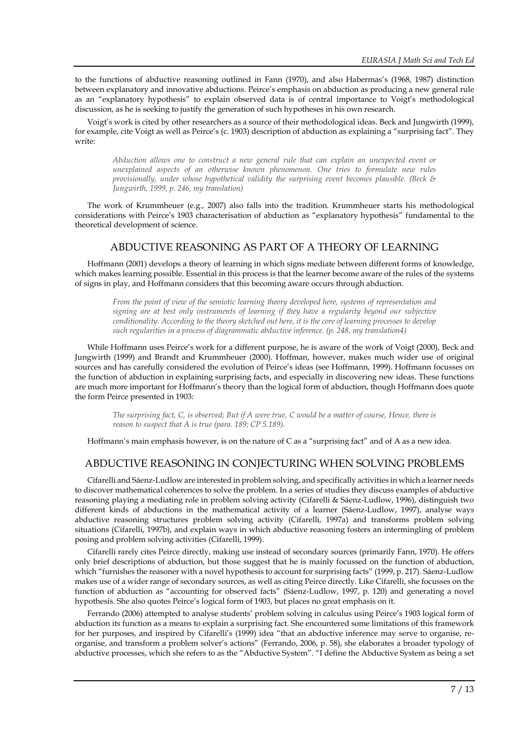to the functions of abductive reasoning outlined in Fann (1970), and also Habermas's (1968, 1987) distinction between explanatory and innovative abductions. Peirce's emphasis on abduction as producing a new general rule as an "explanatory hypothesis" to explain observed data is of central importance to Voigt's methodological discussion, as he is seeking to justify the generation of such hypotheses in his own research.

Voigt's work is cited by other researchers as a source of their methodological ideas. Beck and Jungwirth (1999), for example, cite Voigt as well as Peirce's (c. 1903) description of abduction as explaining a "surprising fact". They write:

> *Abduction allows one to construct a new general rule that can explain an unexpected event or unexplained aspects of an otherwise known phenomenon. One tries to formulate new rules provisionally, under whose hypothetical validity the surprising event becomes plausible. (Beck & Jungwirth, 1999, p. 246, my translation)*

The work of Krummheuer (e.g., 2007) also falls into the tradition. Krummheuer starts his methodological considerations with Peirce's 1903 characterisation of abduction as "explanatory hypothesis" fundamental to the theoretical development of science.

## ABDUCTIVE REASONING AS PART OF A THEORY OF LEARNING

Hoffmann (2001) develops a theory of learning in which signs mediate between different forms of knowledge, which makes learning possible. Essential in this process is that the learner become aware of the rules of the systems of signs in play, and Hoffmann considers that this becoming aware occurs through abduction.

> *From the point of view of the semiotic learning theory developed here, systems of representation and signing are at best only instruments of learning if they have a regularity beyond our subjective conditionality. According to the theory sketched out here, it is the core of learning processes to develop such regularities in a process of diagrammatic abductive inference. (p. 248, my translation4)*

While Hoffmann uses Peirce's work for a different purpose, he is aware of the work of Voigt (2000), Beck and Jungwirth (1999) and Brandt and Krummheuer (2000). Hoffman, however, makes much wider use of original sources and has carefully considered the evolution of Peirce's ideas (see Hoffmann, 1999). Hoffmann focusses on the function of abduction in explaining surprising facts, and especially in discovering new ideas. These functions are much more important for Hoffmann's theory than the logical form of abduction, though Hoffmann does quote the form Peirce presented in 1903:

> *The surprising fact, C, is observed; But if A were true, C would be a matter of course, Hence, there is reason to suspect that A is true (para. 189; CP 5.189).*

Hoffmann's main emphasis however, is on the nature of C as a "surprising fact" and of A as a new idea.

## ABDUCTIVE REASONING IN CONJECTURING WHEN SOLVING PROBLEMS

Cifarelli and Sáenz-Ludlow are interested in problem solving, and specifically activities in which a learner needs to discover mathematical coherences to solve the problem. In a series of studies they discuss examples of abductive reasoning playing a mediating role in problem solving activity (Cifarelli & Sáenz-Ludlow, 1996), distinguish two different kinds of abductions in the mathematical activity of a learner (Sáenz-Ludlow, 1997), analyse ways abductive reasoning structures problem solving activity (Cifarelli, 1997a) and transforms problem solving situations (Cifarelli, 1997b), and explain ways in which abductive reasoning fosters an intermingling of problem posing and problem solving activities (Cifarelli, 1999).

Cifarelli rarely cites Peirce directly, making use instead of secondary sources (primarily Fann, 1970). He offers only brief descriptions of abduction, but those suggest that he is mainly focussed on the function of abduction, which "furnishes the reasoner with a novel hypothesis to account for surprising facts" (1999, p. 217). Sáenz-Ludlow makes use of a wider range of secondary sources, as well as citing Peirce directly. Like Cifarelli, she focusses on the function of abduction as "accounting for observed facts" (Sáenz-Ludlow, 1997, p. 120) and generating a novel hypothesis. She also quotes Peirce's logical form of 1903, but places no great emphasis on it.

Ferrando (2006) attempted to analyse students' problem solving in calculus using Peirce's 1903 logical form of abduction its function as a means to explain a surprising fact. She encountered some limitations of this framework for her purposes, and inspired by Cifarelli's (1999) idea "that an abductive inference may serve to organise, re-organise, and transform a problem solver's actions" (Ferrando, 2006, p. 58), she elaborates a broader typology of abductive processes, which she refers to as the "Abductive System". "I define the Abductive System as being a set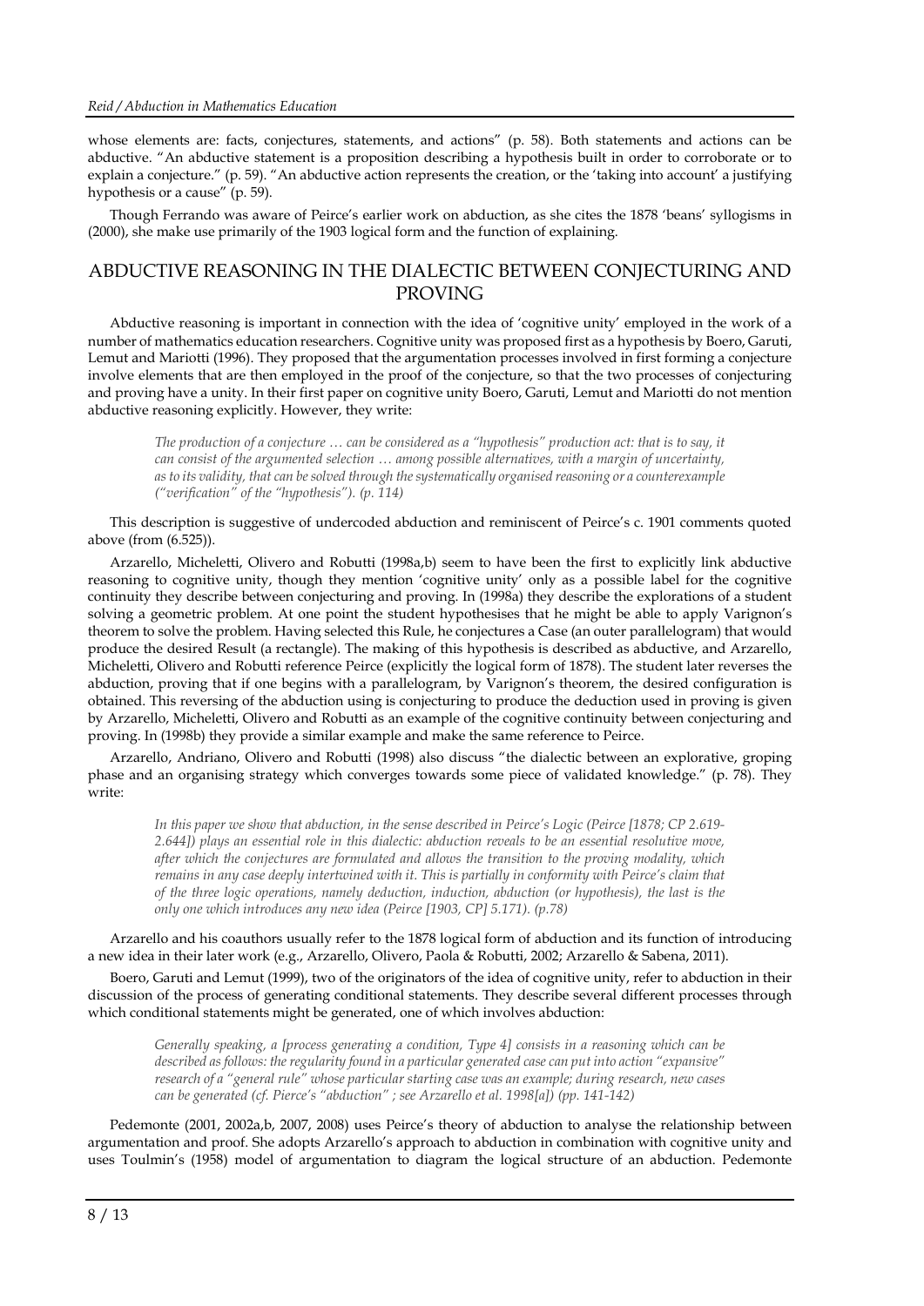whose elements are: facts, conjectures, statements, and actions" (p. 58). Both statements and actions can be abductive. "An abductive statement is a proposition describing a hypothesis built in order to corroborate or to explain a conjecture." (p. 59). "An abductive action represents the creation, or the 'taking into account' a justifying hypothesis or a cause" (p. 59).

Though Ferrando was aware of Peirce's earlier work on abduction, as she cites the 1878 'beans' syllogisms in (2000), she make use primarily of the 1903 logical form and the function of explaining.

## ABDUCTIVE REASONING IN THE DIALECTIC BETWEEN CONJECTURING AND PROVING

Abductive reasoning is important in connection with the idea of 'cognitive unity' employed in the work of a number of mathematics education researchers. Cognitive unity was proposed first as a hypothesis by Boero, Garuti, Lemut and Mariotti (1996). They proposed that the argumentation processes involved in first forming a conjecture involve elements that are then employed in the proof of the conjecture, so that the two processes of conjecturing and proving have a unity. In their first paper on cognitive unity Boero, Garuti, Lemut and Mariotti do not mention abductive reasoning explicitly. However, they write:

> *The production of a conjecture … can be considered as a "hypothesis" production act: that is to say, it can consist of the argumented selection … among possible alternatives, with a margin of uncertainty, as to its validity, that can be solved through the systematically organised reasoning or a counterexample ("verification" of the "hypothesis"). (p. 114)*

This description is suggestive of undercoded abduction and reminiscent of Peirce's c. 1901 comments quoted above (from (6.525)).

Arzarello, Micheletti, Olivero and Robutti (1998a,b) seem to have been the first to explicitly link abductive reasoning to cognitive unity, though they mention 'cognitive unity' only as a possible label for the cognitive continuity they describe between conjecturing and proving. In (1998a) they describe the explorations of a student solving a geometric problem. At one point the student hypothesises that he might be able to apply Varignon's theorem to solve the problem. Having selected this Rule, he conjectures a Case (an outer parallelogram) that would produce the desired Result (a rectangle). The making of this hypothesis is described as abductive, and Arzarello, Micheletti, Olivero and Robutti reference Peirce (explicitly the logical form of 1878). The student later reverses the abduction, proving that if one begins with a parallelogram, by Varignon's theorem, the desired configuration is obtained. This reversing of the abduction using is conjecturing to produce the deduction used in proving is given by Arzarello, Micheletti, Olivero and Robutti as an example of the cognitive continuity between conjecturing and proving. In (1998b) they provide a similar example and make the same reference to Peirce.

Arzarello, Andriano, Olivero and Robutti (1998) also discuss "the dialectic between an explorative, groping phase and an organising strategy which converges towards some piece of validated knowledge." (p. 78). They write:

> *In this paper we show that abduction, in the sense described in Peirce's Logic (Peirce [1878; CP 2.619-2.644]) plays an essential role in this dialectic: abduction reveals to be an essential resolutive move, after which the conjectures are formulated and allows the transition to the proving modality, which remains in any case deeply intertwined with it. This is partially in conformity with Peirce's claim that of the three logic operations, namely deduction, induction, abduction (or hypothesis), the last is the only one which introduces any new idea (Peirce [1903, CP] 5.171). (p.78)*

Arzarello and his coauthors usually refer to the 1878 logical form of abduction and its function of introducing a new idea in their later work (e.g., Arzarello, Olivero, Paola & Robutti, 2002; Arzarello & Sabena, 2011).

Boero, Garuti and Lemut (1999), two of the originators of the idea of cognitive unity, refer to abduction in their discussion of the process of generating conditional statements. They describe several different processes through which conditional statements might be generated, one of which involves abduction:

> *Generally speaking, a [process generating a condition, Type 4] consists in a reasoning which can be described as follows: the regularity found in a particular generated case can put into action "expansive" research of a "general rule" whose particular starting case was an example; during research, new cases can be generated (cf. Pierce's "abduction" ; see Arzarello et al. 1998[a]) (pp. 141-142)*

Pedemonte (2001, 2002a,b, 2007, 2008) uses Peirce's theory of abduction to analyse the relationship between argumentation and proof. She adopts Arzarello's approach to abduction in combination with cognitive unity and uses Toulmin's (1958) model of argumentation to diagram the logical structure of an abduction. Pedemonte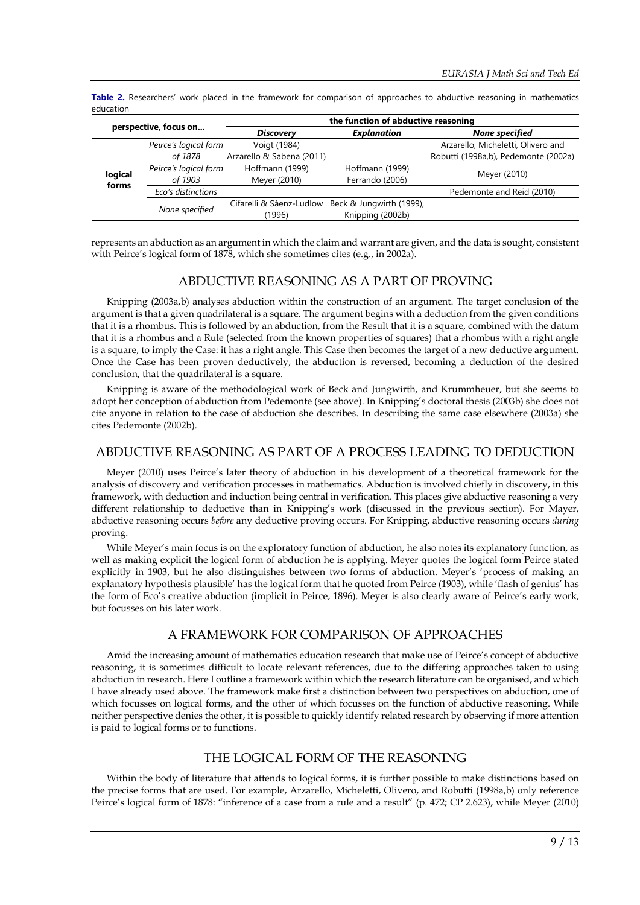**Table 2.** Researchers' work placed in the framework for comparison of approaches to abductive reasoning in mathematics education

| perspective, focus on... | | the function of abductive reasoning | | |
|---|---|---|---|---|
| | | *Discovery* | *Explanation* | *None specified* |
| logical forms | *Peirce's logical form of 1878* | Voigt (1984) Arzarello & Sabena (2011) | | Arzarello, Micheletti, Olivero and Robutti (1998a,b), Pedemonte (2002a) |
| | *Peirce's logical form of 1903* | Hoffmann (1999) Meyer (2010) | Hoffmann (1999) Ferrando (2006) | Meyer (2010) |
| | *Eco's distinctions* | | | Pedemonte and Reid (2010) |
| | *None specified* | Cifarelli & Sáenz-Ludlow (1996) | Beck & Jungwirth (1999), Knipping (2002b) | |

represents an abduction as an argument in which the claim and warrant are given, and the data is sought, consistent with Peirce's logical form of 1878, which she sometimes cites (e.g., in 2002a).

## ABDUCTIVE REASONING AS A PART OF PROVING

Knipping (2003a,b) analyses abduction within the construction of an argument. The target conclusion of the argument is that a given quadrilateral is a square. The argument begins with a deduction from the given conditions that it is a rhombus. This is followed by an abduction, from the Result that it is a square, combined with the datum that it is a rhombus and a Rule (selected from the known properties of squares) that a rhombus with a right angle is a square, to imply the Case: it has a right angle. This Case then becomes the target of a new deductive argument. Once the Case has been proven deductively, the abduction is reversed, becoming a deduction of the desired conclusion, that the quadrilateral is a square.

Knipping is aware of the methodological work of Beck and Jungwirth, and Krummheuer, but she seems to adopt her conception of abduction from Pedemonte (see above). In Knipping's doctoral thesis (2003b) she does not cite anyone in relation to the case of abduction she describes. In describing the same case elsewhere (2003a) she cites Pedemonte (2002b).

## ABDUCTIVE REASONING AS PART OF A PROCESS LEADING TO DEDUCTION

Meyer (2010) uses Peirce's later theory of abduction in his development of a theoretical framework for the analysis of discovery and verification processes in mathematics. Abduction is involved chiefly in discovery, in this framework, with deduction and induction being central in verification. This places give abductive reasoning a very different relationship to deductive than in Knipping's work (discussed in the previous section). For Mayer, abductive reasoning occurs *before* any deductive proving occurs. For Knipping, abductive reasoning occurs *during* proving.

While Meyer's main focus is on the exploratory function of abduction, he also notes its explanatory function, as well as making explicit the logical form of abduction he is applying. Meyer quotes the logical form Peirce stated explicitly in 1903, but he also distinguishes between two forms of abduction. Meyer's 'process of making an explanatory hypothesis plausible' has the logical form that he quoted from Peirce (1903), while 'flash of genius' has the form of Eco's creative abduction (implicit in Peirce, 1896). Meyer is also clearly aware of Peirce's early work, but focusses on his later work.

## A FRAMEWORK FOR COMPARISON OF APPROACHES

Amid the increasing amount of mathematics education research that make use of Peirce's concept of abductive reasoning, it is sometimes difficult to locate relevant references, due to the differing approaches taken to using abduction in research. Here I outline a framework within which the research literature can be organised, and which I have already used above. The framework make first a distinction between two perspectives on abduction, one of which focusses on logical forms, and the other of which focusses on the function of abductive reasoning. While neither perspective denies the other, it is possible to quickly identify related research by observing if more attention is paid to logical forms or to functions.

## THE LOGICAL FORM OF THE REASONING

Within the body of literature that attends to logical forms, it is further possible to make distinctions based on the precise forms that are used. For example, Arzarello, Micheletti, Olivero, and Robutti (1998a,b) only reference Peirce's logical form of 1878: "inference of a case from a rule and a result" (p. 472; CP 2.623), while Meyer (2010)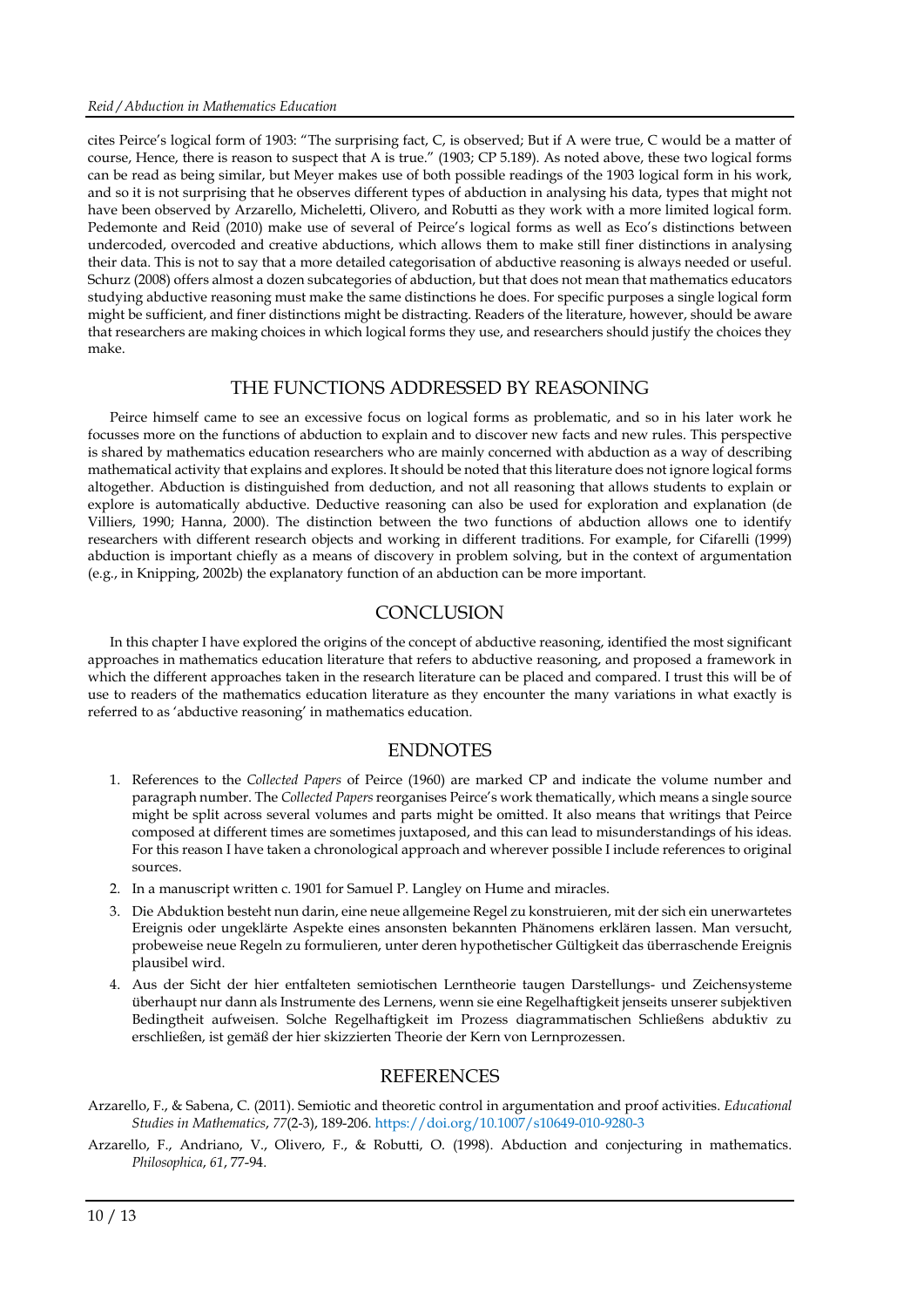cites Peirce's logical form of 1903: "The surprising fact, C, is observed; But if A were true, C would be a matter of course, Hence, there is reason to suspect that A is true." (1903; CP 5.189). As noted above, these two logical forms can be read as being similar, but Meyer makes use of both possible readings of the 1903 logical form in his work, and so it is not surprising that he observes different types of abduction in analysing his data, types that might not have been observed by Arzarello, Micheletti, Olivero, and Robutti as they work with a more limited logical form. Pedemonte and Reid (2010) make use of several of Peirce's logical forms as well as Eco's distinctions between undercoded, overcoded and creative abductions, which allows them to make still finer distinctions in analysing their data. This is not to say that a more detailed categorisation of abductive reasoning is always needed or useful. Schurz (2008) offers almost a dozen subcategories of abduction, but that does not mean that mathematics educators studying abductive reasoning must make the same distinctions he does. For specific purposes a single logical form might be sufficient, and finer distinctions might be distracting. Readers of the literature, however, should be aware that researchers are making choices in which logical forms they use, and researchers should justify the choices they make.

## THE FUNCTIONS ADDRESSED BY REASONING

Peirce himself came to see an excessive focus on logical forms as problematic, and so in his later work he focusses more on the functions of abduction to explain and to discover new facts and new rules. This perspective is shared by mathematics education researchers who are mainly concerned with abduction as a way of describing mathematical activity that explains and explores. It should be noted that this literature does not ignore logical forms altogether. Abduction is distinguished from deduction, and not all reasoning that allows students to explain or explore is automatically abductive. Deductive reasoning can also be used for exploration and explanation (de Villiers, 1990; Hanna, 2000). The distinction between the two functions of abduction allows one to identify researchers with different research objects and working in different traditions. For example, for Cifarelli (1999) abduction is important chiefly as a means of discovery in problem solving, but in the context of argumentation (e.g., in Knipping, 2002b) the explanatory function of an abduction can be more important.

## CONCLUSION

In this chapter I have explored the origins of the concept of abductive reasoning, identified the most significant approaches in mathematics education literature that refers to abductive reasoning, and proposed a framework in which the different approaches taken in the research literature can be placed and compared. I trust this will be of use to readers of the mathematics education literature as they encounter the many variations in what exactly is referred to as 'abductive reasoning' in mathematics education.

## ENDNOTES

1. References to the *Collected Papers* of Peirce (1960) are marked CP and indicate the volume number and paragraph number. The *Collected Papers* reorganises Peirce's work thematically, which means a single source might be split across several volumes and parts might be omitted. It also means that writings that Peirce composed at different times are sometimes juxtaposed, and this can lead to misunderstandings of his ideas. For this reason I have taken a chronological approach and wherever possible I include references to original sources.
2. In a manuscript written c. 1901 for Samuel P. Langley on Hume and miracles.
3. Die Abduktion besteht nun darin, eine neue allgemeine Regel zu konstruieren, mit der sich ein unerwartetes Ereignis oder ungeklärte Aspekte eines ansonsten bekannten Phänomens erklären lassen. Man versucht, probeweise neue Regeln zu formulieren, unter deren hypothetischer Gültigkeit das überraschende Ereignis plausibel wird.
4. Aus der Sicht der hier entfalteten semiotischen Lerntheorie taugen Darstellungs- und Zeichensysteme überhaupt nur dann als Instrumente des Lernens, wenn sie eine Regelhaftigkeit jenseits unserer subjektiven Bedingtheit aufweisen. Solche Regelhaftigkeit im Prozess diagrammatischen Schließens abduktiv zu erschließen, ist gemäß der hier skizzierten Theorie der Kern von Lernprozessen.

## REFERENCES

Arzarello, F., & Sabena, C. (2011). Semiotic and theoretic control in argumentation and proof activities. *Educational Studies in Mathematics*, *77*(2-3), 189-206. https://doi.org/10.1007/s10649-010-9280-3

Arzarello, F., Andriano, V., Olivero, F., & Robutti, O. (1998). Abduction and conjecturing in mathematics. *Philosophica*, *61*, 77-94.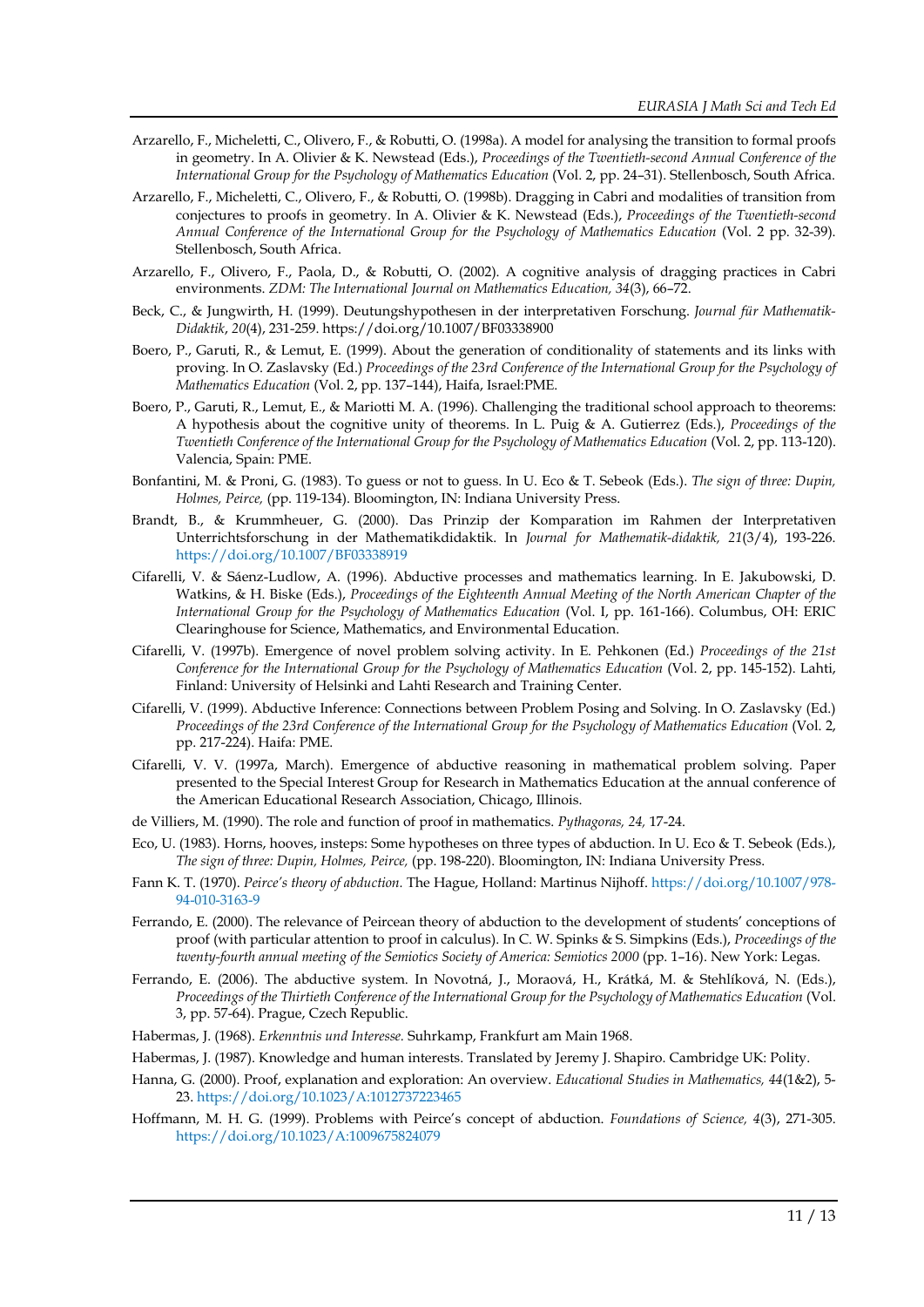Arzarello, F., Micheletti, C., Olivero, F., & Robutti, O. (1998a). A model for analysing the transition to formal proofs in geometry. In A. Olivier & K. Newstead (Eds.), *Proceedings of the Twentieth-second Annual Conference of the International Group for the Psychology of Mathematics Education* (Vol. 2, pp. 24–31). Stellenbosch, South Africa.

Arzarello, F., Micheletti, C., Olivero, F., & Robutti, O. (1998b). Dragging in Cabri and modalities of transition from conjectures to proofs in geometry. In A. Olivier & K. Newstead (Eds.), *Proceedings of the Twentieth-second Annual Conference of the International Group for the Psychology of Mathematics Education* (Vol. 2 pp. 32-39). Stellenbosch, South Africa.

Arzarello, F., Olivero, F., Paola, D., & Robutti, O. (2002). A cognitive analysis of dragging practices in Cabri environments. *ZDM: The International Journal on Mathematics Education, 34*(3), 66–72.

Beck, C., & Jungwirth, H. (1999). Deutungshypothesen in der interpretativen Forschung. *Journal für Mathematik-Didaktik*, *20*(4), 231-259. https://doi.org/10.1007/BF03338900

Boero, P., Garuti, R., & Lemut, E. (1999). About the generation of conditionality of statements and its links with proving. In O. Zaslavsky (Ed.) *Proceedings of the 23rd Conference of the International Group for the Psychology of Mathematics Education* (Vol. 2, pp. 137–144), Haifa, Israel:PME.

Boero, P., Garuti, R., Lemut, E., & Mariotti M. A. (1996). Challenging the traditional school approach to theorems: A hypothesis about the cognitive unity of theorems. In L. Puig & A. Gutierrez (Eds.), *Proceedings of the Twentieth Conference of the International Group for the Psychology of Mathematics Education* (Vol. 2, pp. 113-120). Valencia, Spain: PME.

Bonfantini, M. & Proni, G. (1983). To guess or not to guess. In U. Eco & T. Sebeok (Eds.). *The sign of three: Dupin, Holmes, Peirce,* (pp. 119-134). Bloomington, IN: Indiana University Press.

Brandt, B., & Krummheuer, G. (2000). Das Prinzip der Komparation im Rahmen der Interpretativen Unterrichtsforschung in der Mathematikdidaktik. In *Journal for Mathematik-didaktik, 21*(3/4), 193-226. https://doi.org/10.1007/BF03338919

Cifarelli, V. & Sáenz-Ludlow, A. (1996). Abductive processes and mathematics learning. In E. Jakubowski, D. Watkins, & H. Biske (Eds.), *Proceedings of the Eighteenth Annual Meeting of the North American Chapter of the International Group for the Psychology of Mathematics Education* (Vol. I, pp. 161-166). Columbus, OH: ERIC Clearinghouse for Science, Mathematics, and Environmental Education.

Cifarelli, V. (1997b). Emergence of novel problem solving activity. In E. Pehkonen (Ed.) *Proceedings of the 21st Conference for the International Group for the Psychology of Mathematics Education* (Vol. 2, pp. 145-152). Lahti, Finland: University of Helsinki and Lahti Research and Training Center.

Cifarelli, V. (1999). Abductive Inference: Connections between Problem Posing and Solving. In O. Zaslavsky (Ed.) *Proceedings of the 23rd Conference of the International Group for the Psychology of Mathematics Education* (Vol. 2, pp. 217-224). Haifa: PME.

Cifarelli, V. V. (1997a, March). Emergence of abductive reasoning in mathematical problem solving. Paper presented to the Special Interest Group for Research in Mathematics Education at the annual conference of the American Educational Research Association, Chicago, Illinois.

de Villiers, M. (1990). The role and function of proof in mathematics. *Pythagoras, 24,* 17-24.

Eco, U. (1983). Horns, hooves, insteps: Some hypotheses on three types of abduction. In U. Eco & T. Sebeok (Eds.), *The sign of three: Dupin, Holmes, Peirce,* (pp. 198-220). Bloomington, IN: Indiana University Press.

Fann K. T. (1970). *Peirce's theory of abduction.* The Hague, Holland: Martinus Nijhoff. https://doi.org/10.1007/978-94-010-3163-9

Ferrando, E. (2000). The relevance of Peircean theory of abduction to the development of students' conceptions of proof (with particular attention to proof in calculus). In C. W. Spinks & S. Simpkins (Eds.), *Proceedings of the twenty-fourth annual meeting of the Semiotics Society of America: Semiotics 2000* (pp. 1–16). New York: Legas.

Ferrando, E. (2006). The abductive system. In Novotná, J., Moraová, H., Krátká, M. & Stehlíková, N. (Eds.), *Proceedings of the Thirtieth Conference of the International Group for the Psychology of Mathematics Education* (Vol. 3, pp. 57-64). Prague, Czech Republic.

Habermas, J. (1968). *Erkenntnis und Interesse.* Suhrkamp, Frankfurt am Main 1968.

Habermas, J. (1987). Knowledge and human interests. Translated by Jeremy J. Shapiro. Cambridge UK: Polity.

Hanna, G. (2000). Proof, explanation and exploration: An overview. *Educational Studies in Mathematics, 44*(1&2), 5-23. https://doi.org/10.1023/A:1012737223465

Hoffmann, M. H. G. (1999). Problems with Peirce's concept of abduction. *Foundations of Science, 4*(3), 271-305. https://doi.org/10.1023/A:1009675824079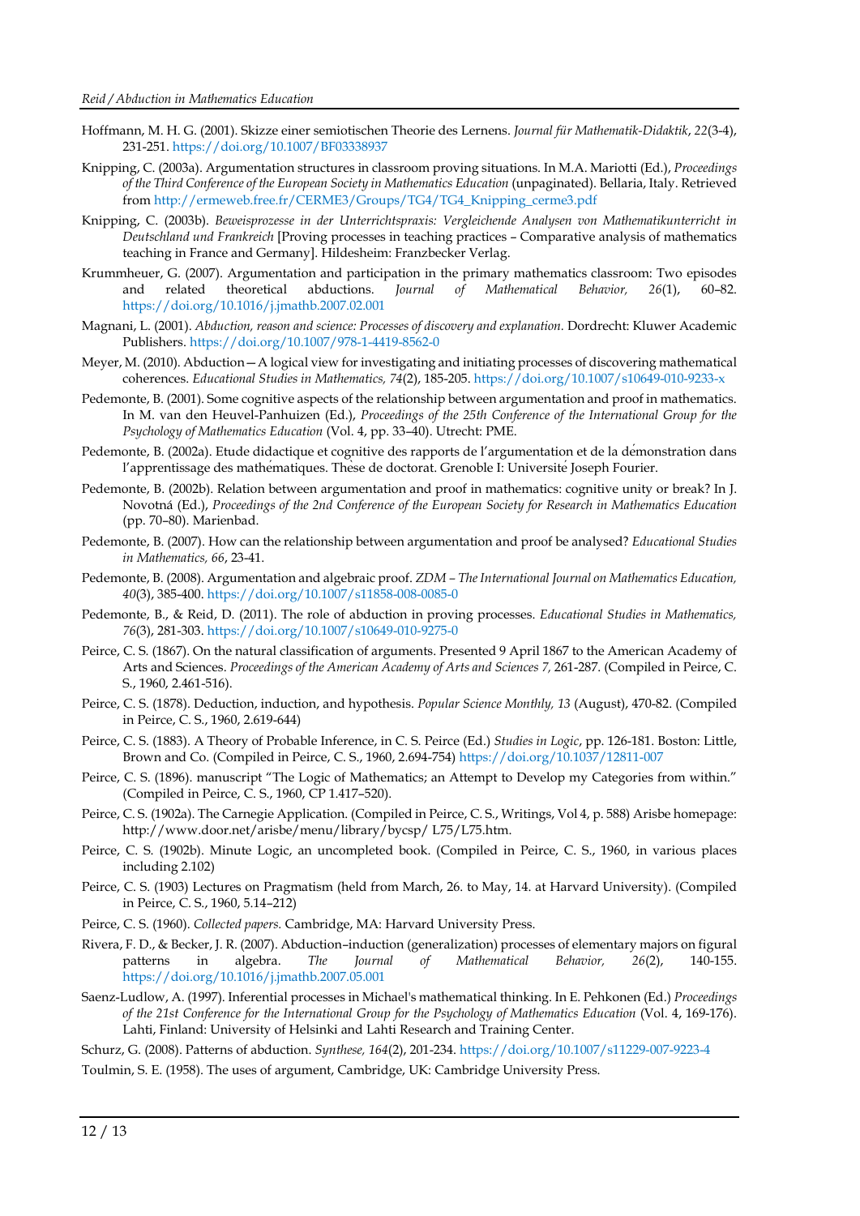Hoffmann, M. H. G. (2001). Skizze einer semiotischen Theorie des Lernens. *Journal für Mathematik-Didaktik*, *22*(3-4), 231-251. https://doi.org/10.1007/BF03338937

Knipping, C. (2003a). Argumentation structures in classroom proving situations. In M.A. Mariotti (Ed.), *Proceedings of the Third Conference of the European Society in Mathematics Education* (unpaginated). Bellaria, Italy. Retrieved from http://ermeweb.free.fr/CERME3/Groups/TG4/TG4_Knipping_cerme3.pdf

Knipping, C. (2003b). *Beweisprozesse in der Unterrichtspraxis: Vergleichende Analysen von Mathematikunterricht in Deutschland und Frankreich* [Proving processes in teaching practices – Comparative analysis of mathematics teaching in France and Germany]. Hildesheim: Franzbecker Verlag.

Krummheuer, G. (2007). Argumentation and participation in the primary mathematics classroom: Two episodes and related theoretical abductions. *Journal of Mathematical Behavior, 26*(1), 60–82. https://doi.org/10.1016/j.jmathb.2007.02.001

Magnani, L. (2001). *Abduction, reason and science: Processes of discovery and explanation.* Dordrecht: Kluwer Academic Publishers. https://doi.org/10.1007/978-1-4419-8562-0

Meyer, M. (2010). Abduction—A logical view for investigating and initiating processes of discovering mathematical coherences. *Educational Studies in Mathematics, 74*(2), 185-205. https://doi.org/10.1007/s10649-010-9233-x

Pedemonte, B. (2001). Some cognitive aspects of the relationship between argumentation and proof in mathematics. In M. van den Heuvel-Panhuizen (Ed.), *Proceedings of the 25th Conference of the International Group for the Psychology of Mathematics Education* (Vol. 4, pp. 33–40). Utrecht: PME.

Pedemonte, B. (2002a). Etude didactique et cognitive des rapports de l'argumentation et de la démonstration dans l'apprentissage des mathématiques. Thèse de doctorat. Grenoble I: Université Joseph Fourier.

Pedemonte, B. (2002b). Relation between argumentation and proof in mathematics: cognitive unity or break? In J. Novotná (Ed.), *Proceedings of the 2nd Conference of the European Society for Research in Mathematics Education* (pp. 70–80). Marienbad.

Pedemonte, B. (2007). How can the relationship between argumentation and proof be analysed? *Educational Studies in Mathematics, 66*, 23-41.

Pedemonte, B. (2008). Argumentation and algebraic proof. *ZDM – The International Journal on Mathematics Education, 40*(3), 385-400. https://doi.org/10.1007/s11858-008-0085-0

Pedemonte, B., & Reid, D. (2011). The role of abduction in proving processes. *Educational Studies in Mathematics, 76*(3), 281-303. https://doi.org/10.1007/s10649-010-9275-0

Peirce, C. S. (1867). On the natural classification of arguments. Presented 9 April 1867 to the American Academy of Arts and Sciences. *Proceedings of the American Academy of Arts and Sciences 7,* 261-287. (Compiled in Peirce, C. S., 1960, 2.461-516).

Peirce, C. S. (1878). Deduction, induction, and hypothesis. *Popular Science Monthly, 13* (August), 470-82. (Compiled in Peirce, C. S., 1960, 2.619-644)

Peirce, C. S. (1883). A Theory of Probable Inference, in C. S. Peirce (Ed.) *Studies in Logic*, pp. 126-181. Boston: Little, Brown and Co. (Compiled in Peirce, C. S., 1960, 2.694-754) https://doi.org/10.1037/12811-007

Peirce, C. S. (1896). manuscript "The Logic of Mathematics; an Attempt to Develop my Categories from within." (Compiled in Peirce, C. S., 1960, CP 1.417–520).

Peirce, C. S. (1902a). The Carnegie Application. (Compiled in Peirce, C. S., Writings, Vol 4, p. 588) Arisbe homepage: http://www.door.net/arisbe/menu/library/bycsp/ L75/L75.htm.

Peirce, C. S. (1902b). Minute Logic, an uncompleted book. (Compiled in Peirce, C. S., 1960, in various places including 2.102)

Peirce, C. S. (1903) Lectures on Pragmatism (held from March, 26. to May, 14. at Harvard University). (Compiled in Peirce, C. S., 1960, 5.14–212)

Peirce, C. S. (1960). *Collected papers.* Cambridge, MA: Harvard University Press.

Rivera, F. D., & Becker, J. R. (2007). Abduction–induction (generalization) processes of elementary majors on figural patterns in algebra. *The Journal of Mathematical Behavior, 26*(2), 140-155. https://doi.org/10.1016/j.jmathb.2007.05.001

Saenz-Ludlow, A. (1997). Inferential processes in Michael's mathematical thinking. In E. Pehkonen (Ed.) *Proceedings of the 21st Conference for the International Group for the Psychology of Mathematics Education* (Vol. 4, 169-176). Lahti, Finland: University of Helsinki and Lahti Research and Training Center.

Schurz, G. (2008). Patterns of abduction. *Synthese, 164*(2), 201-234. https://doi.org/10.1007/s11229-007-9223-4

Toulmin, S. E. (1958). The uses of argument, Cambridge, UK: Cambridge University Press.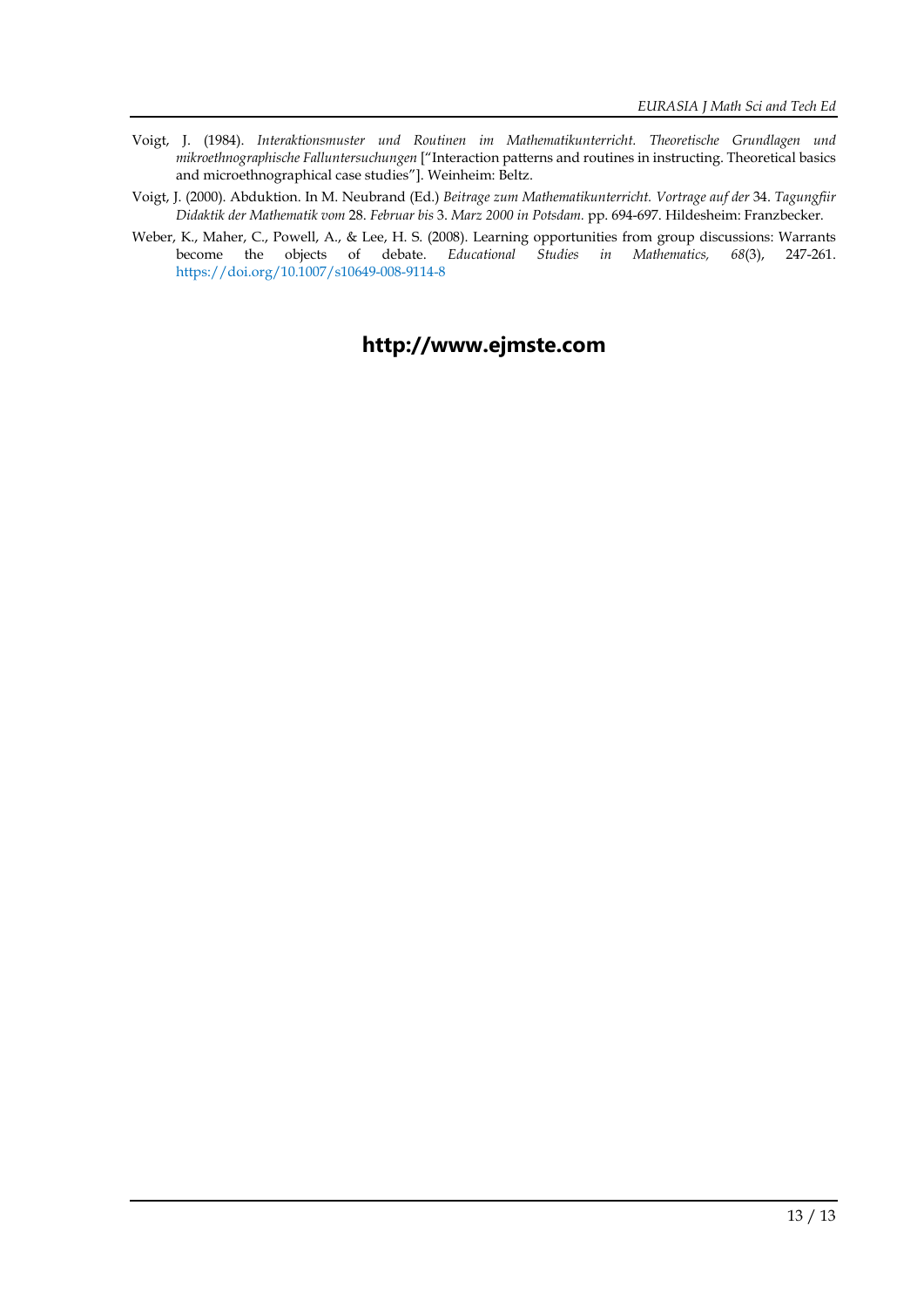Voigt, J. (1984). *Interaktionsmuster und Routinen im Mathematikunterricht. Theoretische Grundlagen und mikroethnographische Falluntersuchungen* ["Interaction patterns and routines in instructing. Theoretical basics and microethnographical case studies"]. Weinheim: Beltz.

Voigt, J. (2000). Abduktion. In M. Neubrand (Ed.) *Beitrage zum Mathematikunterricht. Vortrage auf der* 34. *Tagungfiir Didaktik der Mathematik vom* 28. *Februar bis* 3. *Marz 2000 in Potsdam.* pp. 694-697. Hildesheim: Franzbecker.

Weber, K., Maher, C., Powell, A., & Lee, H. S. (2008). Learning opportunities from group discussions: Warrants become the objects of debate. *Educational Studies in Mathematics, 68*(3), 247-261. https://doi.org/10.1007/s10649-008-9114-8

**http://www.ejmste.com**